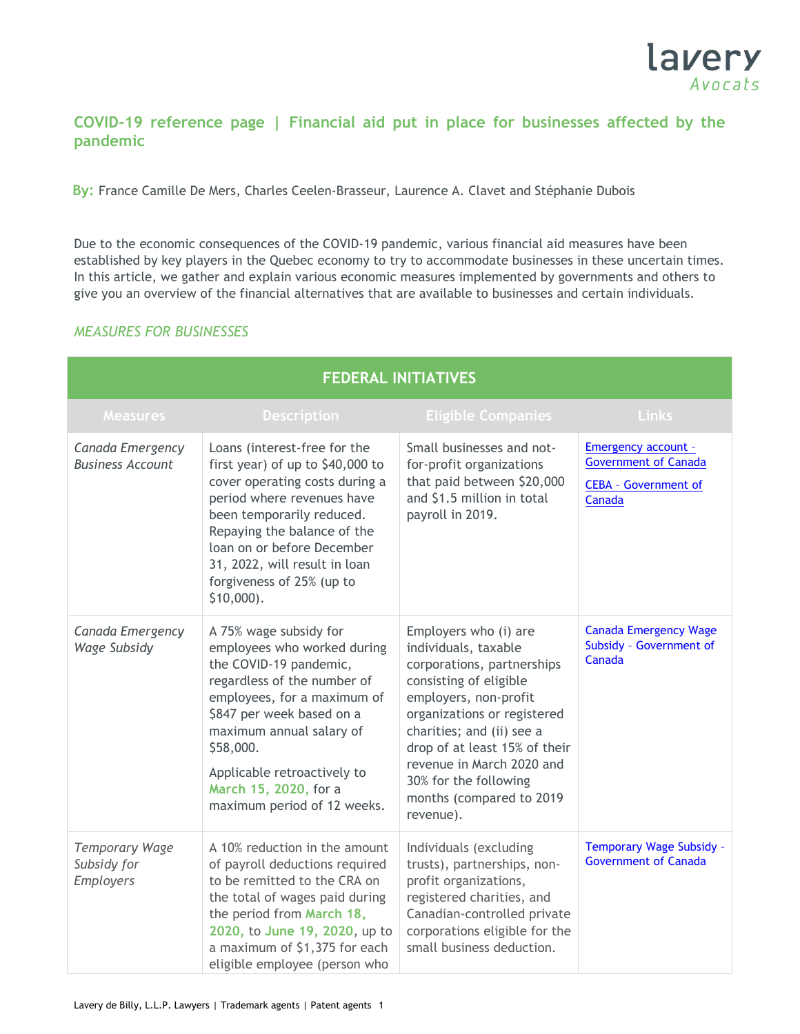# COVID-19 reference page | Financial aid put in place for businesses affected by the pandemic

**By:** France Camille De Mers, Charles Ceelen-Brasseur, Laurence A. Clavet and Stéphanie Dubois

Due to the economic consequences of the COVID-19 pandemic, various financial aid measures have been established by key players in the Quebec economy to try to accommodate businesses in these uncertain times. In this article, we gather and explain various economic measures implemented by governments and others to give you an overview of the financial alternatives that are available to businesses and certain individuals.

*MEASURES FOR BUSINESSES*

| FEDERAL INITIATIVES | | | |
|---|---|---|---|
| **Measures** | **Description** | **Eligible Companies** | **Links** |
| *Canada Emergency Business Account* | Loans (interest-free for the first year) of up to $40,000 to cover operating costs during a period where revenues have been temporarily reduced. Repaying the balance of the loan on or before December 31, 2022, will result in loan forgiveness of 25% (up to $10,000). | Small businesses and not-for-profit organizations that paid between $20,000 and $1.5 million in total payroll in 2019. | Emergency account – Government of Canada<br>CEBA – Government of Canada |
| *Canada Emergency Wage Subsidy* | A 75% wage subsidy for employees who worked during the COVID-19 pandemic, regardless of the number of employees, for a maximum of $847 per week based on a maximum annual salary of $58,000.<br>Applicable retroactively to March 15, 2020, for a maximum period of 12 weeks. | Employers who (i) are individuals, taxable corporations, partnerships consisting of eligible employers, non-profit organizations or registered charities; and (ii) see a drop of at least 15% of their revenue in March 2020 and 30% for the following months (compared to 2019 revenue). | Canada Emergency Wage Subsidy – Government of Canada |
| *Temporary Wage Subsidy for Employers* | A 10% reduction in the amount of payroll deductions required to be remitted to the CRA on the total of wages paid during the period from March 18, 2020, to June 19, 2020, up to a maximum of $1,375 for each eligible employee (person who | Individuals (excluding trusts), partnerships, non-profit organizations, registered charities, and Canadian-controlled private corporations eligible for the small business deduction. | Temporary Wage Subsidy – Government of Canada |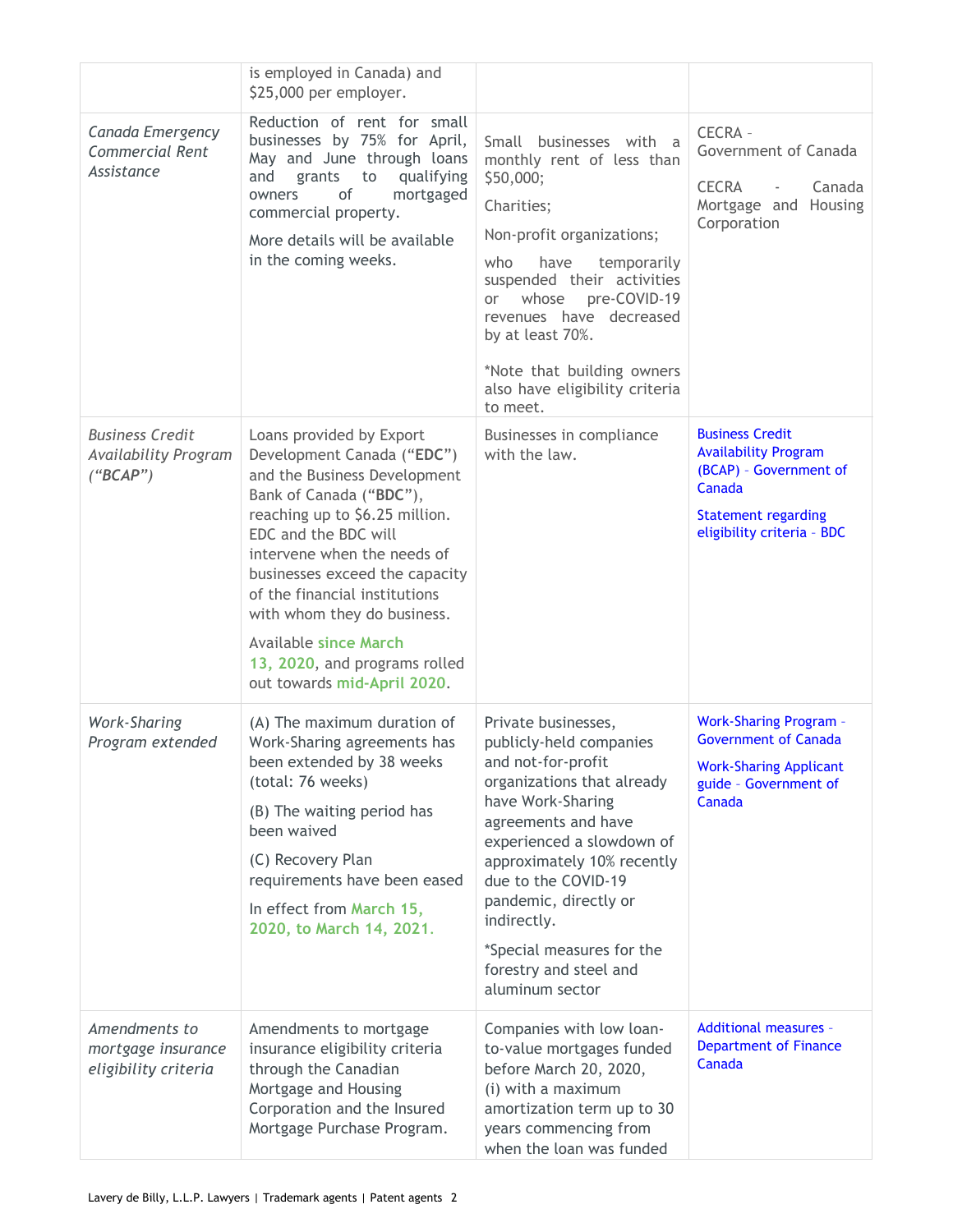| | | | |
|---|---|---|---|
| | is employed in Canada) and $25,000 per employer. | | |
| *Canada Emergency Commercial Rent Assistance* | Reduction of rent for small businesses by 75% for April, May and June through loans and grants to qualifying owners of mortgaged commercial property.<br><br>More details will be available in the coming weeks. | Small businesses with a monthly rent of less than $50,000;<br><br>Charities;<br><br>Non-profit organizations;<br><br>who have temporarily suspended their activities or whose pre-COVID-19 revenues have decreased by at least 70%.<br><br>*Note that building owners also have eligibility criteria to meet. | CECRA – Government of Canada<br><br>CECRA - Canada Mortgage and Housing Corporation |
| *Business Credit Availability Program ("BCAP")* | Loans provided by Export Development Canada ("**EDC**") and the Business Development Bank of Canada ("**BDC**"), reaching up to $6.25 million. EDC and the BDC will intervene when the needs of businesses exceed the capacity of the financial institutions with whom they do business.<br><br>Available **since March 13, 2020**, and programs rolled out towards **mid-April 2020**. | Businesses in compliance with the law. | Business Credit Availability Program (BCAP) – Government of Canada<br><br>Statement regarding eligibility criteria – BDC |
| *Work-Sharing Program extended* | (A) The maximum duration of Work-Sharing agreements has been extended by 38 weeks (total: 76 weeks)<br><br>(B) The waiting period has been waived<br><br>(C) Recovery Plan requirements have been eased<br><br>In effect from **March 15, 2020, to March 14, 2021.** | Private businesses, publicly-held companies and not-for-profit organizations that already have Work-Sharing agreements and have experienced a slowdown of approximately 10% recently due to the COVID-19 pandemic, directly or indirectly.<br><br>*Special measures for the forestry and steel and aluminum sector | Work-Sharing Program – Government of Canada<br><br>Work-Sharing Applicant guide – Government of Canada |
| *Amendments to mortgage insurance eligibility criteria* | Amendments to mortgage insurance eligibility criteria through the Canadian Mortgage and Housing Corporation and the Insured Mortgage Purchase Program. | Companies with low loan-to-value mortgages funded before March 20, 2020, (i) with a maximum amortization term up to 30 years commencing from when the loan was funded | Additional measures – Department of Finance Canada |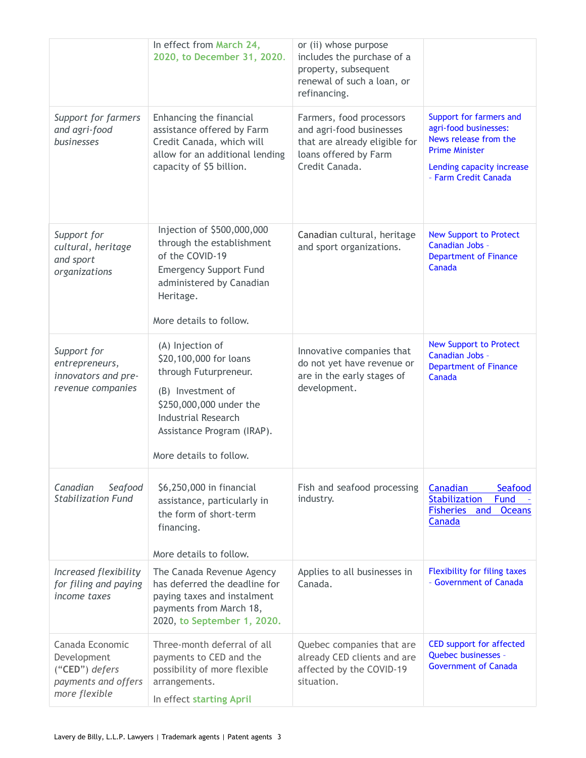| | | | |
|---|---|---|---|
| | In effect from **March 24, 2020, to December 31, 2020.** | or (ii) whose purpose includes the purchase of a property, subsequent renewal of such a loan, or refinancing. | |
| *Support for farmers and agri-food businesses* | Enhancing the financial assistance offered by Farm Credit Canada, which will allow for an additional lending capacity of $5 billion. | Farmers, food processors and agri-food businesses that are already eligible for loans offered by Farm Credit Canada. | Support for farmers and agri-food businesses: News release from the Prime Minister<br><br>Lending capacity increase – Farm Credit Canada |
| *Support for cultural, heritage and sport organizations* | Injection of $500,000,000 through the establishment of the COVID-19 Emergency Support Fund administered by Canadian Heritage.<br><br>More details to follow. | Canadian cultural, heritage and sport organizations. | New Support to Protect Canadian Jobs - Department of Finance Canada |
| *Support for entrepreneurs, innovators and pre-revenue companies* | (A) Injection of $20,100,000 for loans through Futurpreneur.<br><br>(B) Investment of $250,000,000 under the Industrial Research Assistance Program (IRAP).<br><br>More details to follow. | Innovative companies that do not yet have revenue or are in the early stages of development. | New Support to Protect Canadian Jobs - Department of Finance Canada |
| *Canadian Seafood Stabilization Fund* | $6,250,000 in financial assistance, particularly in the form of short-term financing.<br><br>More details to follow. | Fish and seafood processing industry. | Canadian Seafood Stabilization Fund - Fisheries and Oceans Canada |
| *Increased flexibility for filing and paying income taxes* | The Canada Revenue Agency has deferred the deadline for paying taxes and instalment payments from March 18, 2020, **to September 1, 2020.** | Applies to all businesses in Canada. | Flexibility for filing taxes – Government of Canada |
| Canada Economic Development ("**CED**") *defers payments and offers more flexible* | Three-month deferral of all payments to CED and the possibility of more flexible arrangements.<br><br>In effect **starting April** | Quebec companies that are already CED clients and are affected by the COVID-19 situation. | CED support for affected Quebec businesses - Government of Canada |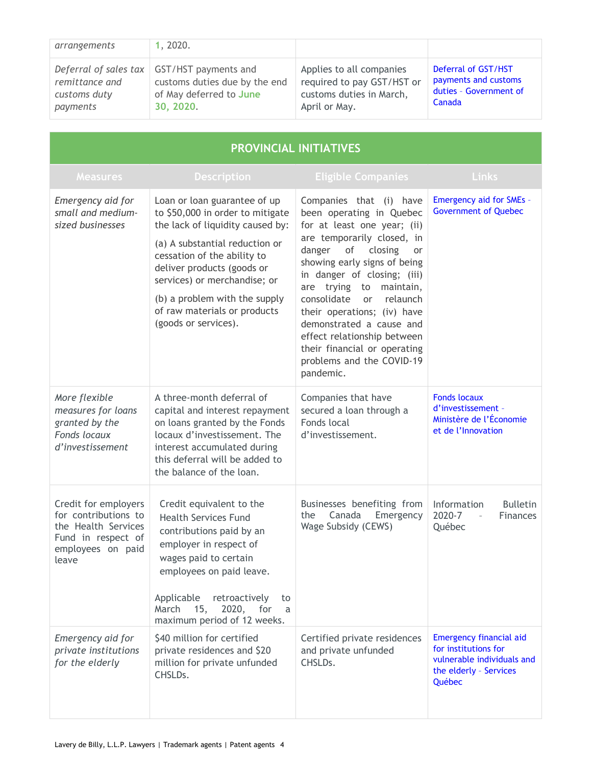| *arrangements* | 1, 2020. | | |
|---|---|---|---|
| *Deferral of sales tax remittance and customs duty payments* | GST/HST payments and customs duties due by the end of May deferred to **June 30, 2020**. | Applies to all companies required to pay GST/HST or customs duties in March, April or May. | Deferral of GST/HST payments and customs duties – Government of Canada |

| PROVINCIAL INITIATIVES | | | |
|---|---|---|---|
| **Measures** | **Description** | **Eligible Companies** | **Links** |
| *Emergency aid for small and medium-sized businesses* | Loan or loan guarantee of up to $50,000 in order to mitigate the lack of liquidity caused by:<br>(a) A substantial reduction or cessation of the ability to deliver products (goods or services) or merchandise; or<br>(b) a problem with the supply of raw materials or products (goods or services). | Companies that (i) have been operating in Quebec for at least one year; (ii) are temporarily closed, in danger of closing or showing early signs of being in danger of closing; (iii) are trying to maintain, consolidate or relaunch their operations; (iv) have demonstrated a cause and effect relationship between their financial or operating problems and the COVID-19 pandemic. | Emergency aid for SMEs – Government of Quebec |
| *More flexible measures for loans granted by the Fonds locaux d'investissement* | A three-month deferral of capital and interest repayment on loans granted by the Fonds locaux d'investissement. The interest accumulated during this deferral will be added to the balance of the loan. | Companies that have secured a loan through a Fonds local d'investissement. | Fonds locaux d'investissement – Ministère de l'Économie et de l'Innovation |
| Credit for employers for contributions to the Health Services Fund in respect of employees on paid leave | Credit equivalent to the Health Services Fund contributions paid by an employer in respect of wages paid to certain employees on paid leave.<br>Applicable retroactively to March 15, 2020, for a maximum period of 12 weeks. | Businesses benefiting from the Canada Emergency Wage Subsidy (CEWS) | Information Bulletin 2020-7 – Finances Québec |
| *Emergency aid for private institutions for the elderly* | $40 million for certified private residences and $20 million for private unfunded CHSLDs. | Certified private residences and private unfunded CHSLDs. | Emergency financial aid for institutions for vulnerable individuals and the elderly – Services Québec |

Lavery de Billy, L.L.P. Lawyers | Trademark agents | Patent agents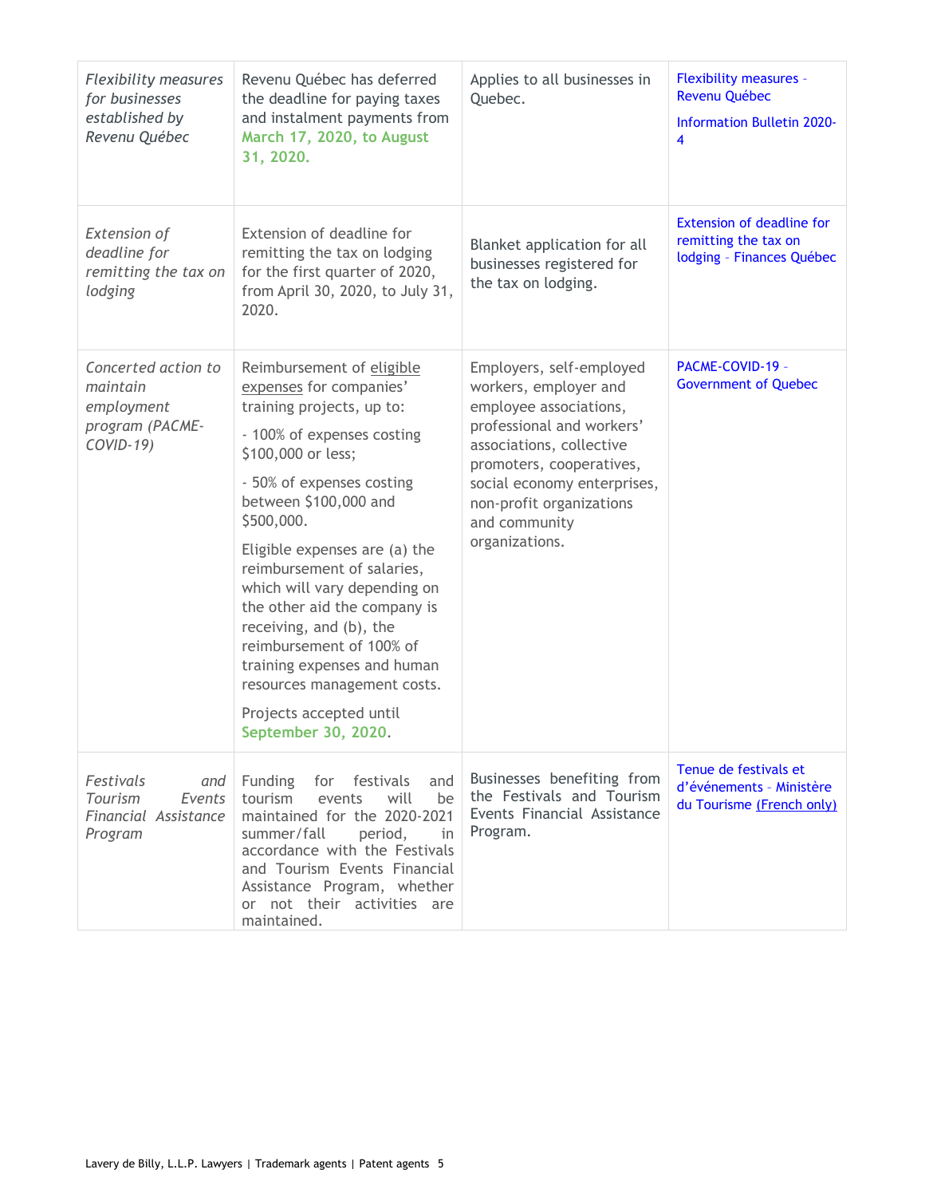| *Flexibility measures for businesses established by Revenu Québec* | Revenu Québec has deferred the deadline for paying taxes and instalment payments from **March 17, 2020, to August 31, 2020.** | Applies to all businesses in Quebec. | Flexibility measures - Revenu Québec<br><br>Information Bulletin 2020-4 |
|---|---|---|---|
| *Extension of deadline for remitting the tax on lodging* | Extension of deadline for remitting the tax on lodging for the first quarter of 2020, from April 30, 2020, to July 31, 2020. | Blanket application for all businesses registered for the tax on lodging. | Extension of deadline for remitting the tax on lodging - Finances Québec |
| *Concerted action to maintain employment program (PACME-COVID-19)* | Reimbursement of eligible expenses for companies' training projects, up to:<br><br>- 100% of expenses costing $100,000 or less;<br><br>- 50% of expenses costing between $100,000 and $500,000.<br><br>Eligible expenses are (a) the reimbursement of salaries, which will vary depending on the other aid the company is receiving, and (b), the reimbursement of 100% of training expenses and human resources management costs.<br><br>Projects accepted until **September 30, 2020**. | Employers, self-employed workers, employer and employee associations, professional and workers' associations, collective promoters, cooperatives, social economy enterprises, non-profit organizations and community organizations. | PACME-COVID-19 - Government of Quebec |
| *Festivals and Tourism Events Financial Assistance Program* | Funding for festivals and tourism events will be maintained for the 2020-2021 summer/fall period, in accordance with the Festivals and Tourism Events Financial Assistance Program, whether or not their activities are maintained. | Businesses benefiting from the Festivals and Tourism Events Financial Assistance Program. | Tenue de festivals et d'événements - Ministère du Tourisme (French only) |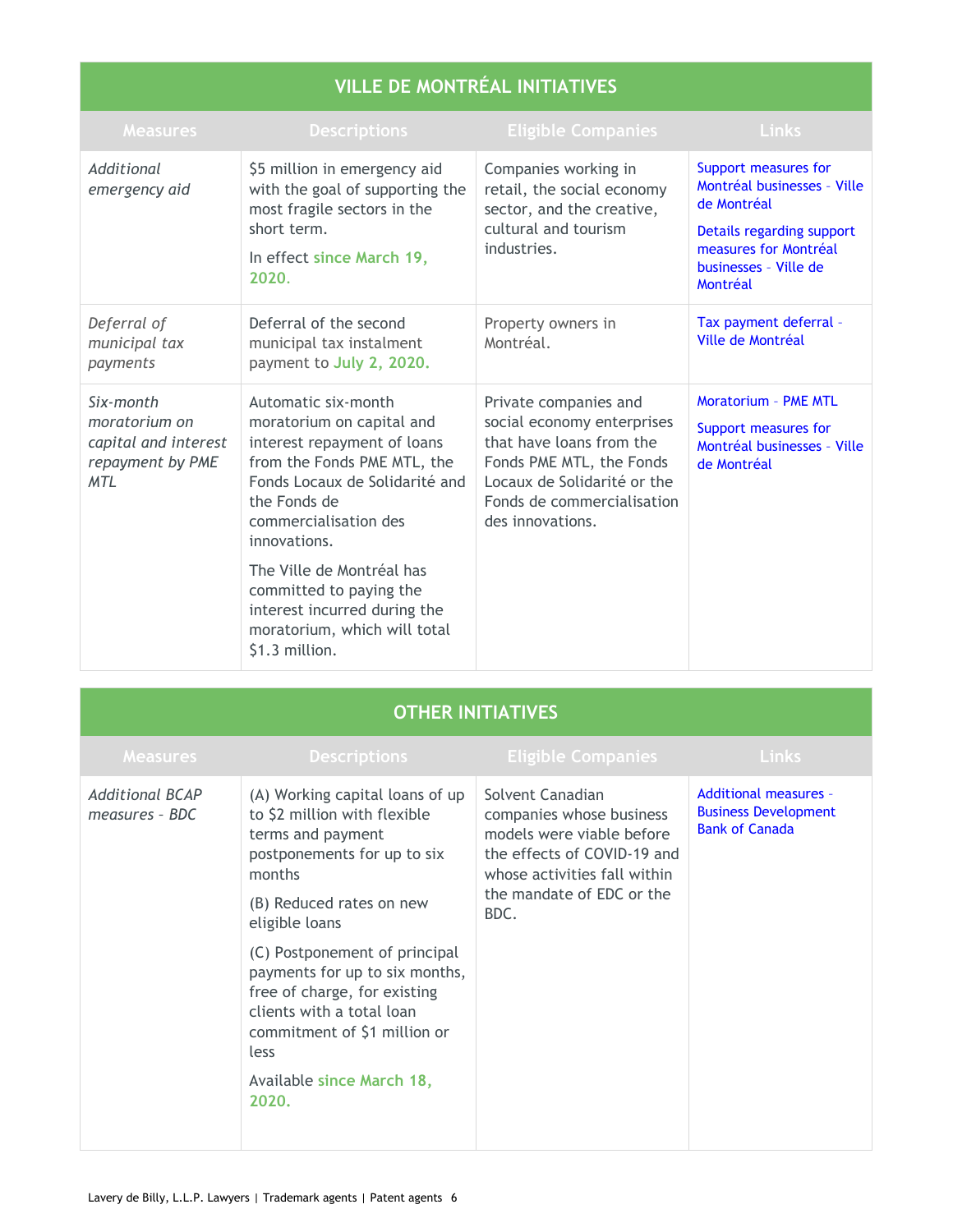| VILLE DE MONTRÉAL INITIATIVES | | | |
|---|---|---|---|
| **Measures** | **Descriptions** | **Eligible Companies** | **Links** |
| *Additional emergency aid* | $5 million in emergency aid with the goal of supporting the most fragile sectors in the short term.<br><br>In effect **since March 19, 2020.** | Companies working in retail, the social economy sector, and the creative, cultural and tourism industries. | Support measures for Montréal businesses - Ville de Montréal<br><br>Details regarding support measures for Montréal businesses - Ville de Montréal |
| *Deferral of municipal tax payments* | Deferral of the second municipal tax instalment payment to **July 2, 2020.** | Property owners in Montréal. | Tax payment deferral - Ville de Montréal |
| *Six-month moratorium on capital and interest repayment by PME MTL* | Automatic six-month moratorium on capital and interest repayment of loans from the Fonds PME MTL, the Fonds Locaux de Solidarité and the Fonds de commercialisation des innovations.<br><br>The Ville de Montréal has committed to paying the interest incurred during the moratorium, which will total $1.3 million. | Private companies and social economy enterprises that have loans from the Fonds PME MTL, the Fonds Locaux de Solidarité or the Fonds de commercialisation des innovations. | Moratorium - PME MTL<br><br>Support measures for Montréal businesses - Ville de Montréal |

| OTHER INITIATIVES | | | |
|---|---|---|---|
| **Measures** | **Descriptions** | **Eligible Companies** | **Links** |
| *Additional BCAP measures - BDC* | (A) Working capital loans of up to $2 million with flexible terms and payment postponements for up to six months<br><br>(B) Reduced rates on new eligible loans<br><br>(C) Postponement of principal payments for up to six months, free of charge, for existing clients with a total loan commitment of $1 million or less<br><br>Available **since March 18, 2020.** | Solvent Canadian companies whose business models were viable before the effects of COVID-19 and whose activities fall within the mandate of EDC or the BDC. | Additional measures - Business Development Bank of Canada |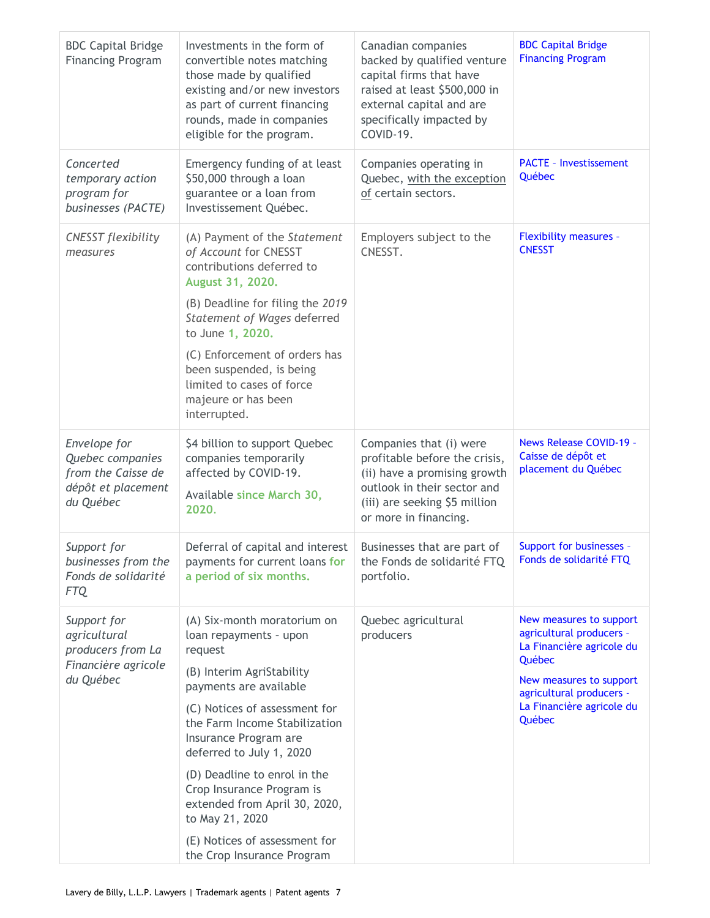| | | | |
|---|---|---|---|
| BDC Capital Bridge Financing Program | Investments in the form of convertible notes matching those made by qualified existing and/or new investors as part of current financing rounds, made in companies eligible for the program. | Canadian companies backed by qualified venture capital firms that have raised at least $500,000 in external capital and are specifically impacted by COVID-19. | BDC Capital Bridge Financing Program |
| *Concerted temporary action program for businesses (PACTE)* | Emergency funding of at least $50,000 through a loan guarantee or a loan from Investissement Québec. | Companies operating in Quebec, with the exception of certain sectors. | PACTE – Investissement Québec |
| *CNESST flexibility measures* | (A) Payment of the *Statement of Account* for CNESST contributions deferred to **August 31, 2020.**<br>(B) Deadline for filing the *2019 Statement of Wages* deferred to June **1, 2020.**<br>(C) Enforcement of orders has been suspended, is being limited to cases of force majeure or has been interrupted. | Employers subject to the CNESST. | Flexibility measures – CNESST |
| *Envelope for Quebec companies from the Caisse de dépôt et placement du Québec* | $4 billion to support Quebec companies temporarily affected by COVID-19.<br>Available **since March 30, 2020.** | Companies that (i) were profitable before the crisis, (ii) have a promising growth outlook in their sector and (iii) are seeking $5 million or more in financing. | News Release COVID-19 – Caisse de dépôt et placement du Québec |
| *Support for businesses from the Fonds de solidarité FTQ* | Deferral of capital and interest payments for current loans **for a period of six months.** | Businesses that are part of the Fonds de solidarité FTQ portfolio. | Support for businesses – Fonds de solidarité FTQ |
| *Support for agricultural producers from La Financière agricole du Québec* | (A) Six-month moratorium on loan repayments – upon request<br>(B) Interim AgriStability payments are available<br>(C) Notices of assessment for the Farm Income Stabilization Insurance Program are deferred to July 1, 2020<br>(D) Deadline to enrol in the Crop Insurance Program is extended from April 30, 2020, to May 21, 2020<br>(E) Notices of assessment for the Crop Insurance Program | Quebec agricultural producers | New measures to support agricultural producers – La Financière agricole du Québec<br>New measures to support agricultural producers - La Financière agricole du Québec |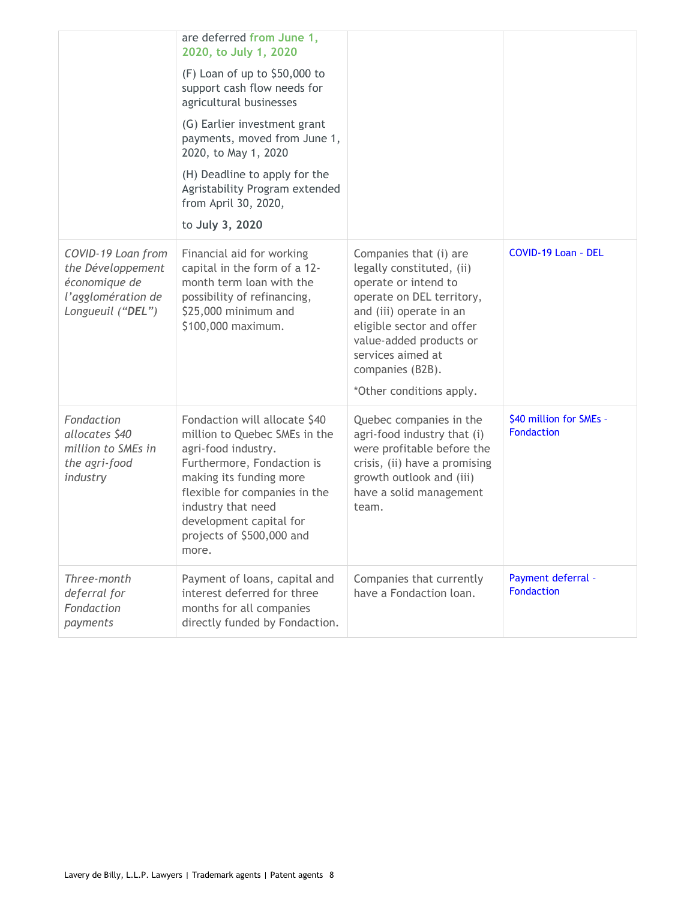| | | | |
|---|---|---|---|
| | are deferred **from June 1, 2020, to July 1, 2020**<br><br>(F) Loan of up to $50,000 to support cash flow needs for agricultural businesses<br><br>(G) Earlier investment grant payments, moved from June 1, 2020, to May 1, 2020<br><br>(H) Deadline to apply for the Agristability Program extended from April 30, 2020,<br><br>to **July 3, 2020** | | |
| *COVID-19 Loan from the Développement économique de l'agglomération de Longueuil ("**DEL**")* | Financial aid for working capital in the form of a 12-month term loan with the possibility of refinancing, $25,000 minimum and $100,000 maximum. | Companies that (i) are legally constituted, (ii) operate or intend to operate on DEL territory, and (iii) operate in an eligible sector and offer value-added products or services aimed at companies (B2B).<br><br>*Other conditions apply. | COVID-19 Loan – DEL |
| *Fondaction allocates $40 million to SMEs in the agri-food industry* | Fondaction will allocate $40 million to Quebec SMEs in the agri-food industry. Furthermore, Fondaction is making its funding more flexible for companies in the industry that need development capital for projects of $500,000 and more. | Quebec companies in the agri-food industry that (i) were profitable before the crisis, (ii) have a promising growth outlook and (iii) have a solid management team. | $40 million for SMEs – Fondaction |
| *Three-month deferral for Fondaction payments* | Payment of loans, capital and interest deferred for three months for all companies directly funded by Fondaction. | Companies that currently have a Fondaction loan. | Payment deferral - Fondaction |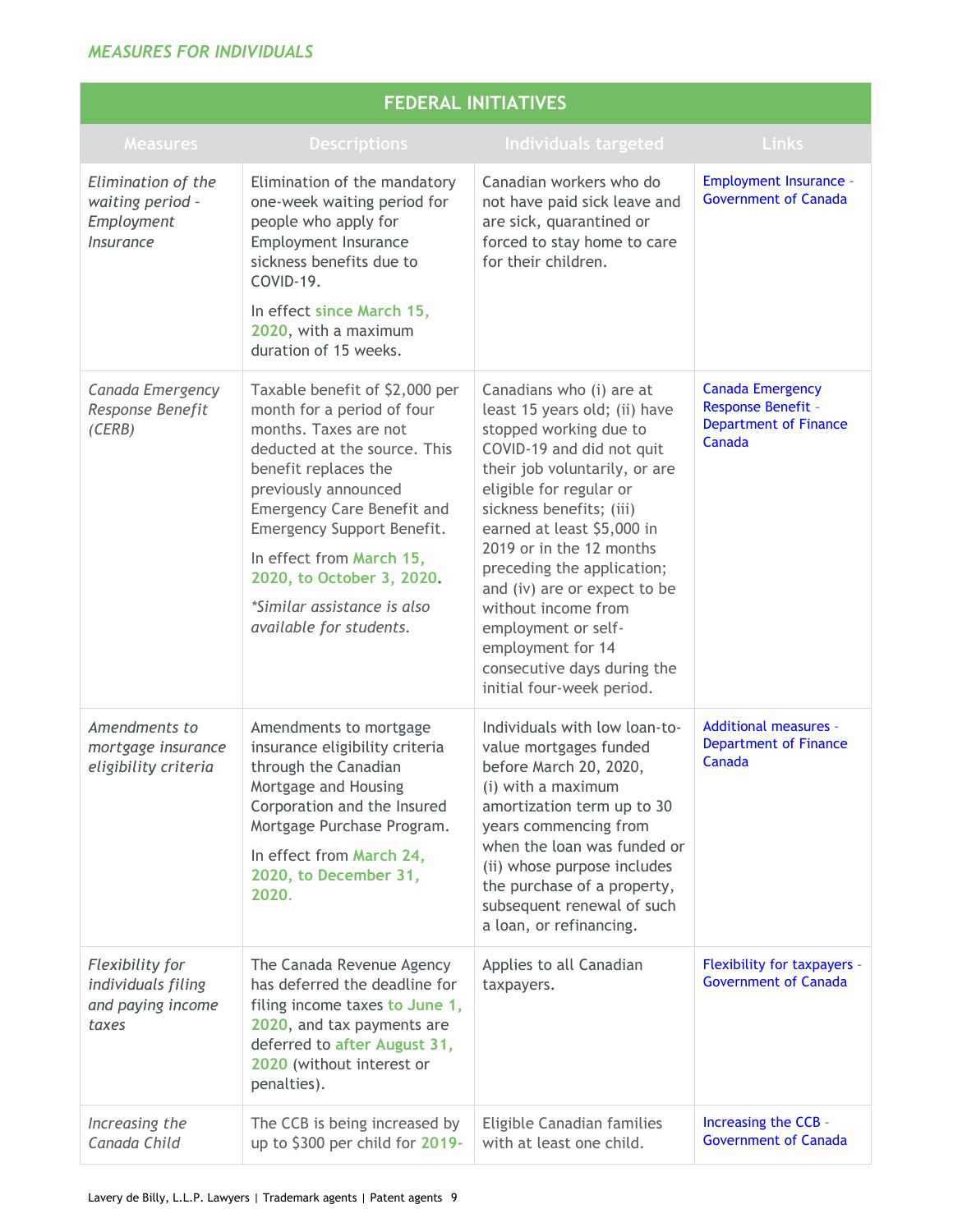*MEASURES FOR INDIVIDUALS*

| FEDERAL INITIATIVES | | | |
|---|---|---|---|
| **Measures** | **Descriptions** | **Individuals targeted** | **Links** |
| *Elimination of the waiting period – Employment Insurance* | Elimination of the mandatory one-week waiting period for people who apply for Employment Insurance sickness benefits due to COVID-19.<br><br>In effect **since March 15, 2020**, with a maximum duration of 15 weeks. | Canadian workers who do not have paid sick leave and are sick, quarantined or forced to stay home to care for their children. | Employment Insurance – Government of Canada |
| *Canada Emergency Response Benefit (CERB)* | Taxable benefit of $2,000 per month for a period of four months. Taxes are not deducted at the source. This benefit replaces the previously announced Emergency Care Benefit and Emergency Support Benefit.<br><br>In effect from **March 15, 2020, to October 3, 2020**.<br><br>*\*Similar assistance is also available for students.* | Canadians who (i) are at least 15 years old; (ii) have stopped working due to COVID-19 and did not quit their job voluntarily, or are eligible for regular or sickness benefits; (iii) earned at least $5,000 in 2019 or in the 12 months preceding the application; and (iv) are or expect to be without income from employment or self-employment for 14 consecutive days during the initial four-week period. | Canada Emergency Response Benefit – Department of Finance Canada |
| *Amendments to mortgage insurance eligibility criteria* | Amendments to mortgage insurance eligibility criteria through the Canadian Mortgage and Housing Corporation and the Insured Mortgage Purchase Program.<br><br>In effect from **March 24, 2020, to December 31, 2020.** | Individuals with low loan-to-value mortgages funded before March 20, 2020, (i) with a maximum amortization term up to 30 years commencing from when the loan was funded or (ii) whose purpose includes the purchase of a property, subsequent renewal of such a loan, or refinancing. | Additional measures – Department of Finance Canada |
| *Flexibility for individuals filing and paying income taxes* | The Canada Revenue Agency has deferred the deadline for filing income taxes **to June 1, 2020**, and tax payments are deferred to **after August 31, 2020** (without interest or penalties). | Applies to all Canadian taxpayers. | Flexibility for taxpayers – Government of Canada |
| *Increasing the Canada Child* | The CCB is being increased by up to $300 per child for **2019-** | Eligible Canadian families with at least one child. | Increasing the CCB – Government of Canada |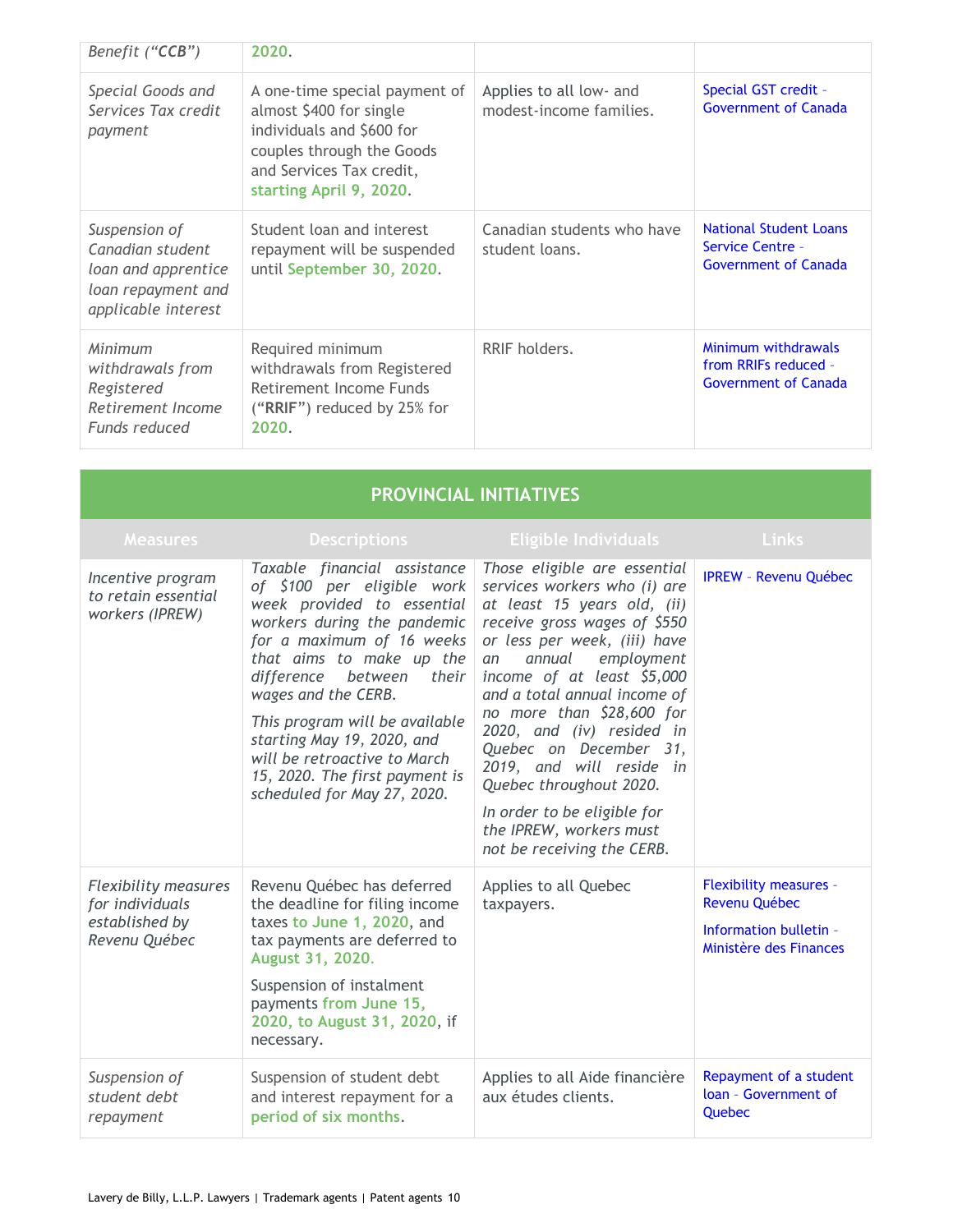| | | | |
|---|---|---|---|
| *Benefit ("**CCB**")* | 2020. | | |
| *Special Goods and Services Tax credit payment* | A one-time special payment of almost $400 for single individuals and $600 for couples through the Goods and Services Tax credit, starting April 9, 2020. | Applies to all low- and modest-income families. | Special GST credit - Government of Canada |
| *Suspension of Canadian student loan and apprentice loan repayment and applicable interest* | Student loan and interest repayment will be suspended until September 30, 2020. | Canadian students who have student loans. | National Student Loans Service Centre - Government of Canada |
| *Minimum withdrawals from Registered Retirement Income Funds reduced* | Required minimum withdrawals from Registered Retirement Income Funds ("**RRIF**") reduced by 25% for 2020. | RRIF holders. | Minimum withdrawals from RRIFs reduced - Government of Canada |

## PROVINCIAL INITIATIVES

| Measures | Descriptions | Eligible Individuals | Links |
|---|---|---|---|
| *Incentive program to retain essential workers (IPREW)* | *Taxable financial assistance of $100 per eligible work week provided to essential workers during the pandemic for a maximum of 16 weeks that aims to make up the difference between their wages and the CERB.*<br><br>*This program will be available starting May 19, 2020, and will be retroactive to March 15, 2020. The first payment is scheduled for May 27, 2020.* | *Those eligible are essential services workers who (i) are at least 15 years old, (ii) receive gross wages of $550 or less per week, (iii) have an annual employment income of at least $5,000 and a total annual income of no more than $28,600 for 2020, and (iv) resided in Quebec on December 31, 2019, and will reside in Quebec throughout 2020.*<br><br>*In order to be eligible for the IPREW, workers must not be receiving the CERB.* | IPREW - Revenu Québec |
| *Flexibility measures for individuals established by Revenu Québec* | Revenu Québec has deferred the deadline for filing income taxes to June 1, 2020, and tax payments are deferred to August 31, 2020.<br><br>Suspension of instalment payments from June 15, 2020, to August 31, 2020, if necessary. | Applies to all Quebec taxpayers. | Flexibility measures - Revenu Québec<br><br>Information bulletin - Ministère des Finances |
| *Suspension of student debt repayment* | Suspension of student debt and interest repayment for a period of six months. | Applies to all Aide financière aux études clients. | Repayment of a student loan - Government of Quebec |

Lavery de Billy, L.L.P. Lawyers | Trademark agents | Patent agents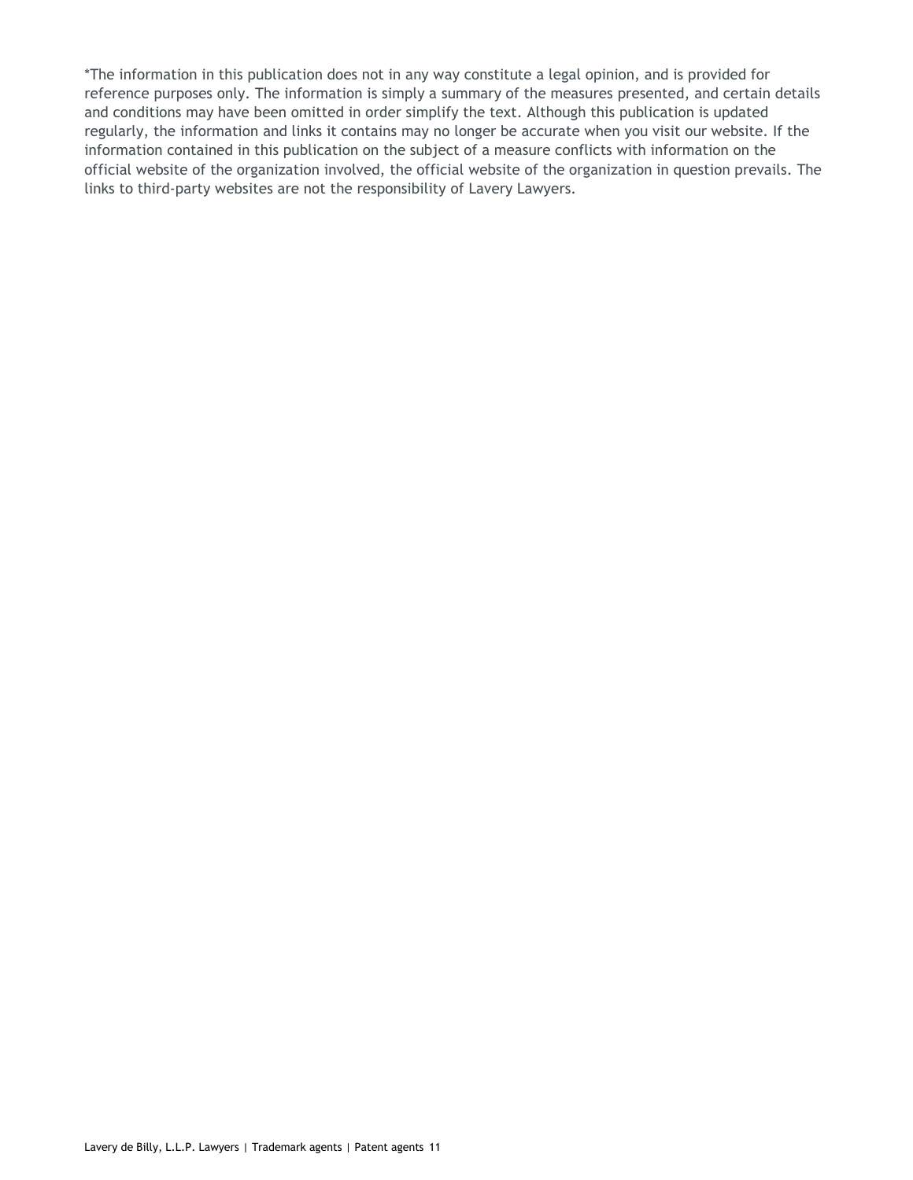*The information in this publication does not in any way constitute a legal opinion, and is provided for reference purposes only. The information is simply a summary of the measures presented, and certain details and conditions may have been omitted in order simplify the text. Although this publication is updated regularly, the information and links it contains may no longer be accurate when you visit our website. If the information contained in this publication on the subject of a measure conflicts with information on the official website of the organization involved, the official website of the organization in question prevails. The links to third-party websites are not the responsibility of Lavery Lawyers.